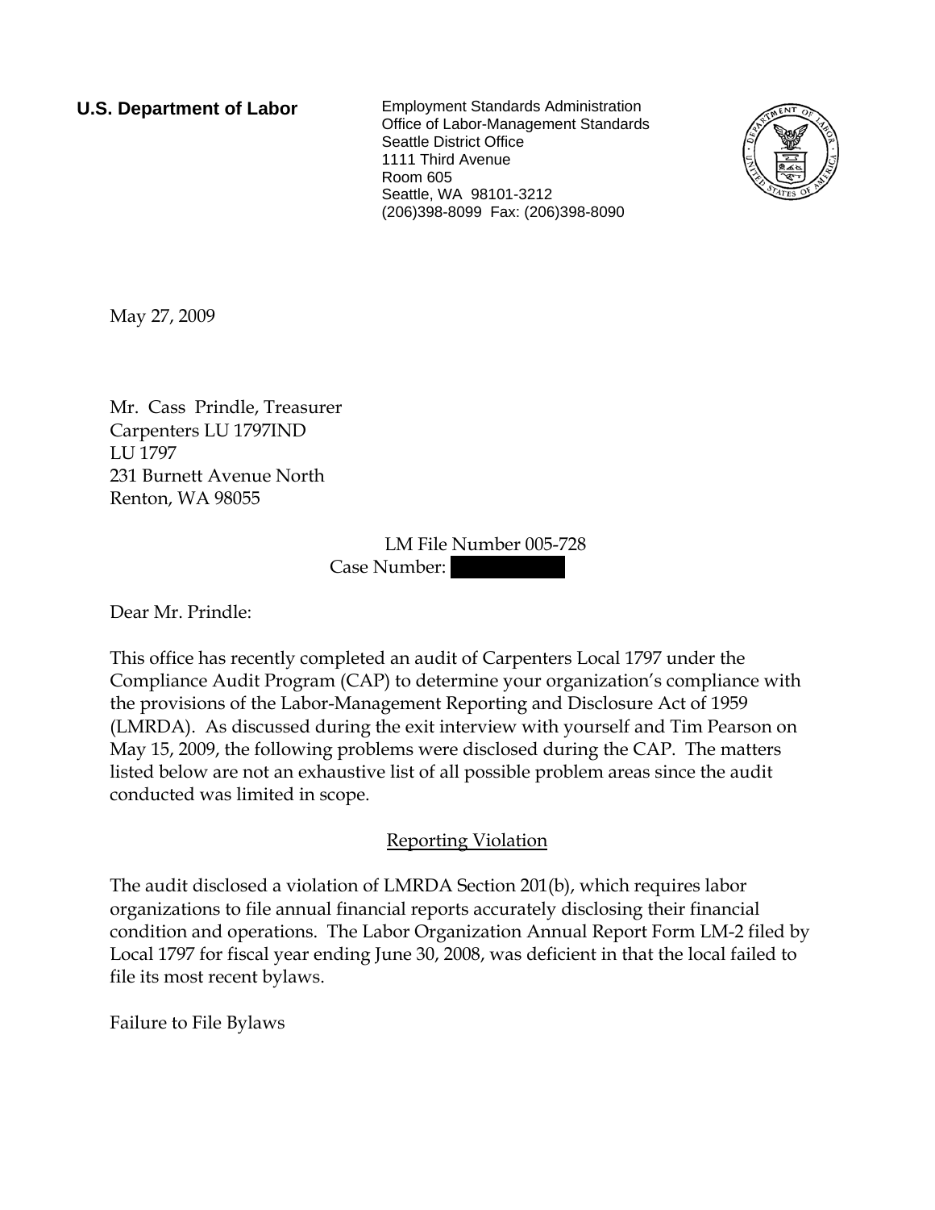**U.S. Department of Labor**

Employment Standards Administration
Office of Labor-Management Standards
Seattle District Office
1111 Third Avenue
Room 605
Seattle, WA 98101-3212
(206)398-8099 Fax: (206)398-8090

May 27, 2009

Mr. Cass Prindle, Treasurer
Carpenters LU 1797IND
LU 1797
231 Burnett Avenue North
Renton, WA 98055

LM File Number 005-728
Case Number:

Dear Mr. Prindle:

This office has recently completed an audit of Carpenters Local 1797 under the Compliance Audit Program (CAP) to determine your organization's compliance with the provisions of the Labor-Management Reporting and Disclosure Act of 1959 (LMRDA). As discussed during the exit interview with yourself and Tim Pearson on May 15, 2009, the following problems were disclosed during the CAP. The matters listed below are not an exhaustive list of all possible problem areas since the audit conducted was limited in scope.

## Reporting Violation

The audit disclosed a violation of LMRDA Section 201(b), which requires labor organizations to file annual financial reports accurately disclosing their financial condition and operations. The Labor Organization Annual Report Form LM-2 filed by Local 1797 for fiscal year ending June 30, 2008, was deficient in that the local failed to file its most recent bylaws.

Failure to File Bylaws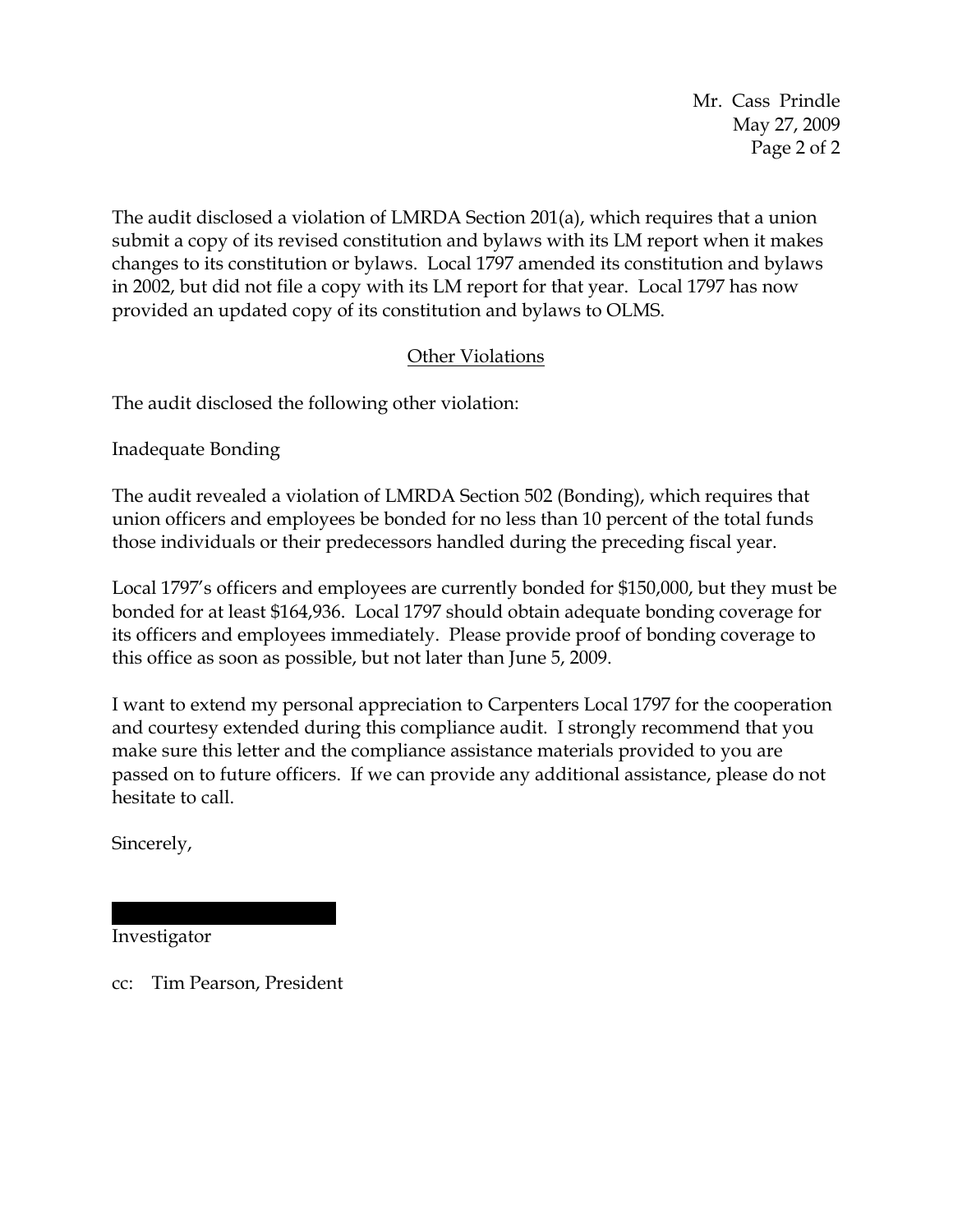The audit disclosed a violation of LMRDA Section 201(a), which requires that a union submit a copy of its revised constitution and bylaws with its LM report when it makes changes to its constitution or bylaws. Local 1797 amended its constitution and bylaws in 2002, but did not file a copy with its LM report for that year. Local 1797 has now provided an updated copy of its constitution and bylaws to OLMS.

## Other Violations

The audit disclosed the following other violation:

Inadequate Bonding

The audit revealed a violation of LMRDA Section 502 (Bonding), which requires that union officers and employees be bonded for no less than 10 percent of the total funds those individuals or their predecessors handled during the preceding fiscal year.

Local 1797's officers and employees are currently bonded for $150,000, but they must be bonded for at least $164,936. Local 1797 should obtain adequate bonding coverage for its officers and employees immediately. Please provide proof of bonding coverage to this office as soon as possible, but not later than June 5, 2009.

I want to extend my personal appreciation to Carpenters Local 1797 for the cooperation and courtesy extended during this compliance audit. I strongly recommend that you make sure this letter and the compliance assistance materials provided to you are passed on to future officers. If we can provide any additional assistance, please do not hesitate to call.

Sincerely,

Investigator

cc: Tim Pearson, President